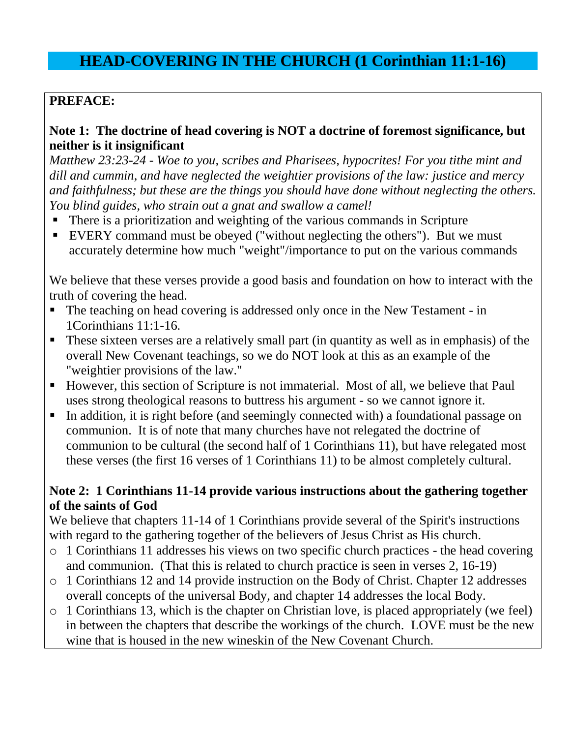# HEAD-COVERING IN THE CHURCH (1 Corinthian 11:1-16)

**PREFACE:**

**Note 1: The doctrine of head covering is NOT a doctrine of foremost significance, but neither is it insignificant**

*Matthew 23:23-24 - Woe to you, scribes and Pharisees, hypocrites! For you tithe mint and dill and cummin, and have neglected the weightier provisions of the law: justice and mercy and faithfulness; but these are the things you should have done without neglecting the others. You blind guides, who strain out a gnat and swallow a camel!*

- There is a prioritization and weighting of the various commands in Scripture
- EVERY command must be obeyed ("without neglecting the others"). But we must accurately determine how much "weight"/importance to put on the various commands

We believe that these verses provide a good basis and foundation on how to interact with the truth of covering the head.

- The teaching on head covering is addressed only once in the New Testament - in 1Corinthians 11:1-16.
- These sixteen verses are a relatively small part (in quantity as well as in emphasis) of the overall New Covenant teachings, so we do NOT look at this as an example of the "weightier provisions of the law."
- However, this section of Scripture is not immaterial. Most of all, we believe that Paul uses strong theological reasons to buttress his argument - so we cannot ignore it.
- In addition, it is right before (and seemingly connected with) a foundational passage on communion. It is of note that many churches have not relegated the doctrine of communion to be cultural (the second half of 1 Corinthians 11), but have relegated most these verses (the first 16 verses of 1 Corinthians 11) to be almost completely cultural.

**Note 2: 1 Corinthians 11-14 provide various instructions about the gathering together of the saints of God**

We believe that chapters 11-14 of 1 Corinthians provide several of the Spirit's instructions with regard to the gathering together of the believers of Jesus Christ as His church.

- 1 Corinthians 11 addresses his views on two specific church practices - the head covering and communion. (That this is related to church practice is seen in verses 2, 16-19)
- 1 Corinthians 12 and 14 provide instruction on the Body of Christ. Chapter 12 addresses overall concepts of the universal Body, and chapter 14 addresses the local Body.
- 1 Corinthians 13, which is the chapter on Christian love, is placed appropriately (we feel) in between the chapters that describe the workings of the church. LOVE must be the new wine that is housed in the new wineskin of the New Covenant Church.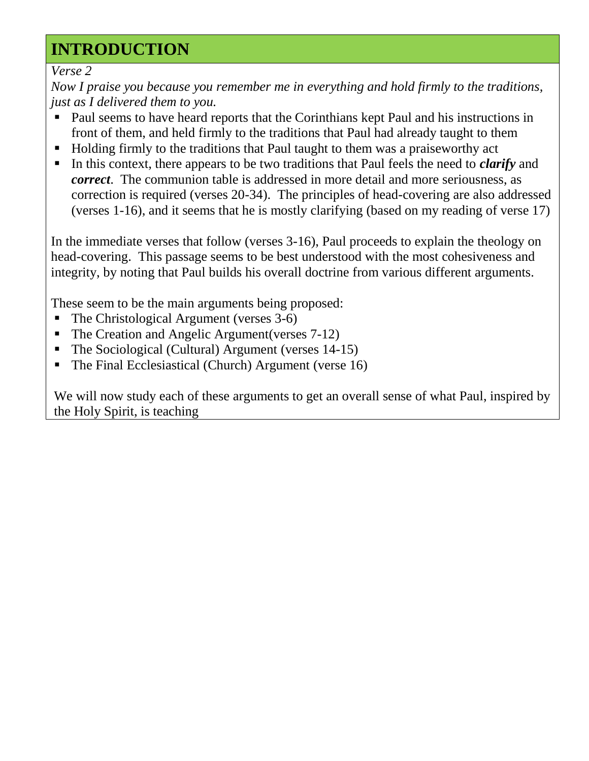# INTRODUCTION

*Verse 2*

*Now I praise you because you remember me in everything and hold firmly to the traditions, just as I delivered them to you.*

- Paul seems to have heard reports that the Corinthians kept Paul and his instructions in front of them, and held firmly to the traditions that Paul had already taught to them
- Holding firmly to the traditions that Paul taught to them was a praiseworthy act
- In this context, there appears to be two traditions that Paul feels the need to ***clarify*** and ***correct***. The communion table is addressed in more detail and more seriousness, as correction is required (verses 20-34). The principles of head-covering are also addressed (verses 1-16), and it seems that he is mostly clarifying (based on my reading of verse 17)

In the immediate verses that follow (verses 3-16), Paul proceeds to explain the theology on head-covering. This passage seems to be best understood with the most cohesiveness and integrity, by noting that Paul builds his overall doctrine from various different arguments.

These seem to be the main arguments being proposed:

- The Christological Argument (verses 3-6)
- The Creation and Angelic Argument(verses 7-12)
- The Sociological (Cultural) Argument (verses 14-15)
- The Final Ecclesiastical (Church) Argument (verse 16)

We will now study each of these arguments to get an overall sense of what Paul, inspired by the Holy Spirit, is teaching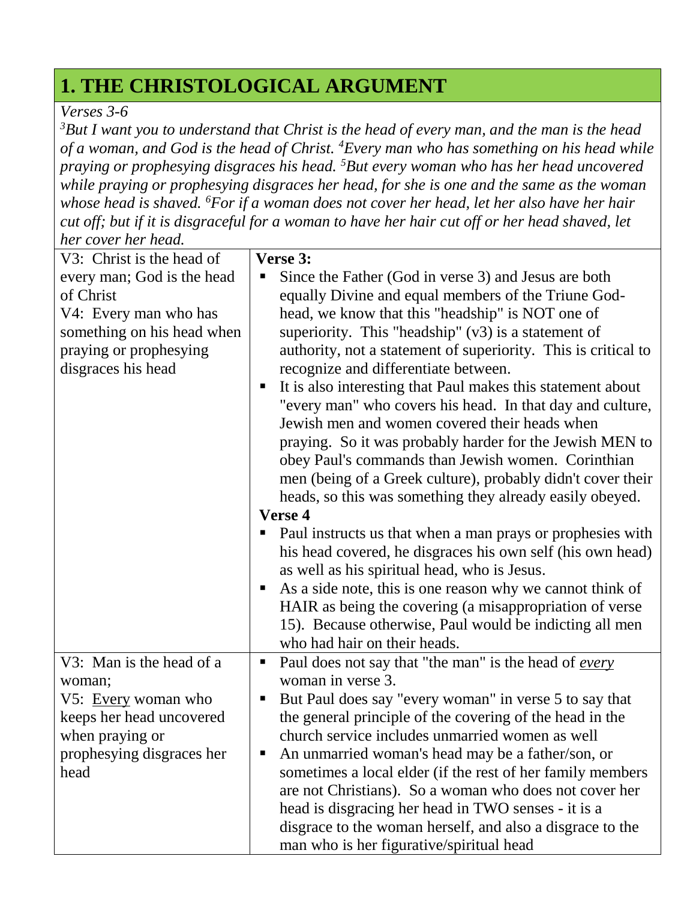# 1. THE CHRISTOLOGICAL ARGUMENT

*Verses 3-6*

*[3]But I want you to understand that Christ is the head of every man, and the man is the head of a woman, and God is the head of Christ. [4]Every man who has something on his head while praying or prophesying disgraces his head. [5]But every woman who has her head uncovered while praying or prophesying disgraces her head, for she is one and the same as the woman whose head is shaved. [6]For if a woman does not cover her head, let her also have her hair cut off; but if it is disgraceful for a woman to have her hair cut off or her head shaved, let her cover her head.*

| | |
|---|---|
| V3: Christ is the head of every man; God is the head of Christ<br>V4: Every man who has something on his head when praying or prophesying disgraces his head | **Verse 3:**<br>▪ Since the Father (God in verse 3) and Jesus are both equally Divine and equal members of the Triune God-head, we know that this "headship" is NOT one of superiority. This "headship" (v3) is a statement of authority, not a statement of superiority. This is critical to recognize and differentiate between.<br>▪ It is also interesting that Paul makes this statement about "every man" who covers his head. In that day and culture, Jewish men and women covered their heads when praying. So it was probably harder for the Jewish MEN to obey Paul's commands than Jewish women. Corinthian men (being of a Greek culture), probably didn't cover their heads, so this was something they already easily obeyed.<br>**Verse 4**<br>▪ Paul instructs us that when a man prays or prophesies with his head covered, he disgraces his own self (his own head) as well as his spiritual head, who is Jesus.<br>▪ As a side note, this is one reason why we cannot think of HAIR as being the covering (a misappropriation of verse 15). Because otherwise, Paul would be indicting all men who had hair on their heads. |
| V3: Man is the head of a woman;<br>V5: <u>Every</u> woman who keeps her head uncovered when praying or prophesying disgraces her head | ▪ Paul does not say that "the man" is the head of <u>*every*</u> woman in verse 3.<br>▪ But Paul does say "every woman" in verse 5 to say that the general principle of the covering of the head in the church service includes unmarried women as well<br>▪ An unmarried woman's head may be a father/son, or sometimes a local elder (if the rest of her family members are not Christians). So a woman who does not cover her head is disgracing her head in TWO senses - it is a disgrace to the woman herself, and also a disgrace to the man who is her figurative/spiritual head |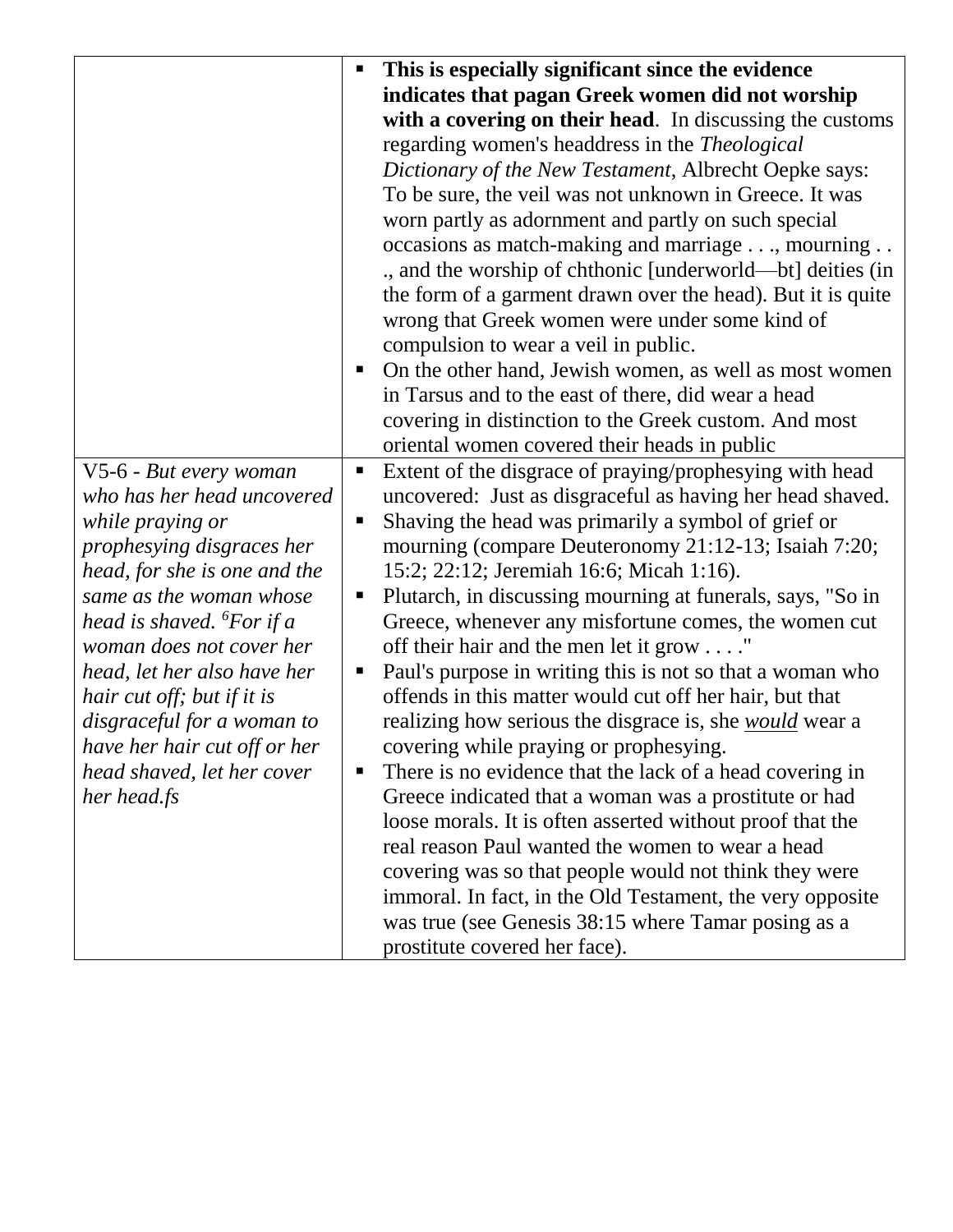| | |
|---|---|
| | <ul><li>**This is especially significant since the evidence indicates that pagan Greek women did not worship with a covering on their head**. In discussing the customs regarding women's headdress in the *Theological Dictionary of the New Testament*, Albrecht Oepke says: To be sure, the veil was not unknown in Greece. It was worn partly as adornment and partly on such special occasions as match-making and marriage . . ., mourning . . ., and the worship of chthonic [underworld—bt] deities (in the form of a garment drawn over the head). But it is quite wrong that Greek women were under some kind of compulsion to wear a veil in public.</li><li>On the other hand, Jewish women, as well as most women in Tarsus and to the east of there, did wear a head covering in distinction to the Greek custom. And most oriental women covered their heads in public</li></ul> |
| V5-6 - *But every woman who has her head uncovered while praying or prophesying disgraces her head, for she is one and the same as the woman whose head is shaved. [6]For if a woman does not cover her head, let her also have her hair cut off; but if it is disgraceful for a woman to have her hair cut off or her head shaved, let her cover her head.fs* | <ul><li>Extent of the disgrace of praying/prophesying with head uncovered: Just as disgraceful as having her head shaved.</li><li>Shaving the head was primarily a symbol of grief or mourning (compare Deuteronomy 21:12-13; Isaiah 7:20; 15:2; 22:12; Jeremiah 16:6; Micah 1:16).</li><li>Plutarch, in discussing mourning at funerals, says, "So in Greece, whenever any misfortune comes, the women cut off their hair and the men let it grow . . . ."</li><li>Paul's purpose in writing this is not so that a woman who offends in this matter would cut off her hair, but that realizing how serious the disgrace is, she <u>*would*</u> wear a covering while praying or prophesying.</li><li>There is no evidence that the lack of a head covering in Greece indicated that a woman was a prostitute or had loose morals. It is often asserted without proof that the real reason Paul wanted the women to wear a head covering was so that people would not think they were immoral. In fact, in the Old Testament, the very opposite was true (see Genesis 38:15 where Tamar posing as a prostitute covered her face).</li></ul> |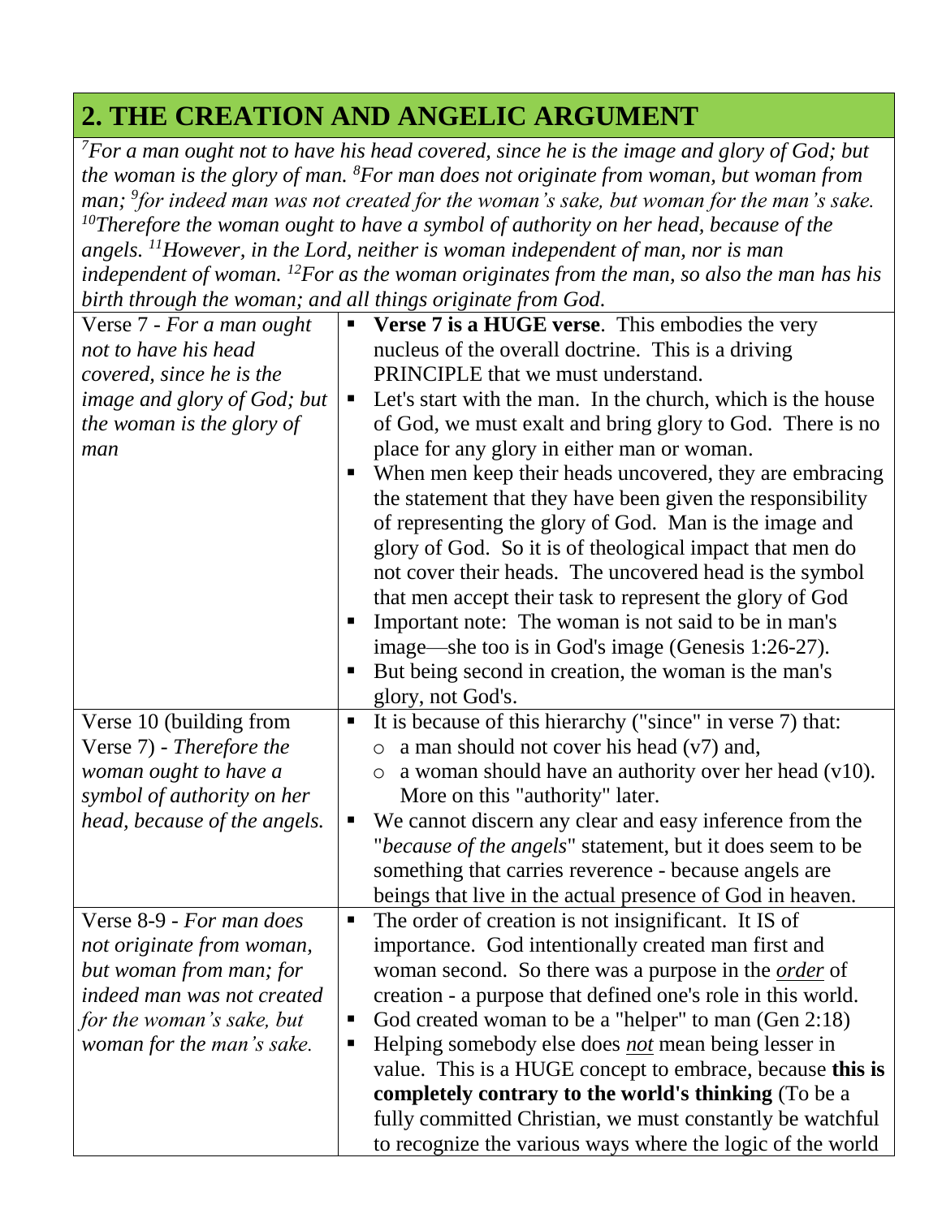## 2. THE CREATION AND ANGELIC ARGUMENT

*[7]For a man ought not to have his head covered, since he is the image and glory of God; but the woman is the glory of man. [8]For man does not originate from woman, but woman from man; [9]for indeed man was not created for the woman's sake, but woman for the man's sake. [10]Therefore the woman ought to have a symbol of authority on her head, because of the angels. [11]However, in the Lord, neither is woman independent of man, nor is man independent of woman. [12]For as the woman originates from the man, so also the man has his birth through the woman; and all things originate from God.*

| | |
|---|---|
| Verse 7 - *For a man ought not to have his head covered, since he is the image and glory of God; but the woman is the glory of man* | ▪ **Verse 7 is a HUGE verse**. This embodies the very nucleus of the overall doctrine. This is a driving PRINCIPLE that we must understand.<br>▪ Let's start with the man. In the church, which is the house of God, we must exalt and bring glory to God. There is no place for any glory in either man or woman.<br>▪ When men keep their heads uncovered, they are embracing the statement that they have been given the responsibility of representing the glory of God. Man is the image and glory of God. So it is of theological impact that men do not cover their heads. The uncovered head is the symbol that men accept their task to represent the glory of God<br>▪ Important note: The woman is not said to be in man's image—she too is in God's image (Genesis 1:26-27).<br>▪ But being second in creation, the woman is the man's glory, not God's. |
| Verse 10 (building from Verse 7) - *Therefore the woman ought to have a symbol of authority on her head, because of the angels.* | ▪ It is because of this hierarchy ("since" in verse 7) that:<br>○ a man should not cover his head (v7) and,<br>○ a woman should have an authority over her head (v10). More on this "authority" later.<br>▪ We cannot discern any clear and easy inference from the "*because of the angels*" statement, but it does seem to be something that carries reverence - because angels are beings that live in the actual presence of God in heaven. |
| Verse 8-9 - *For man does not originate from woman, but woman from man; for indeed man was not created for the woman's sake, but woman for the man's sake.* | ▪ The order of creation is not insignificant. It IS of importance. God intentionally created man first and woman second. So there was a purpose in the ***order*** of creation - a purpose that defined one's role in this world.<br>▪ God created woman to be a "helper" to man (Gen 2:18)<br>▪ Helping somebody else does ***not*** mean being lesser in value. This is a HUGE concept to embrace, because **this is completely contrary to the world's thinking** (To be a fully committed Christian, we must constantly be watchful to recognize the various ways where the logic of the world |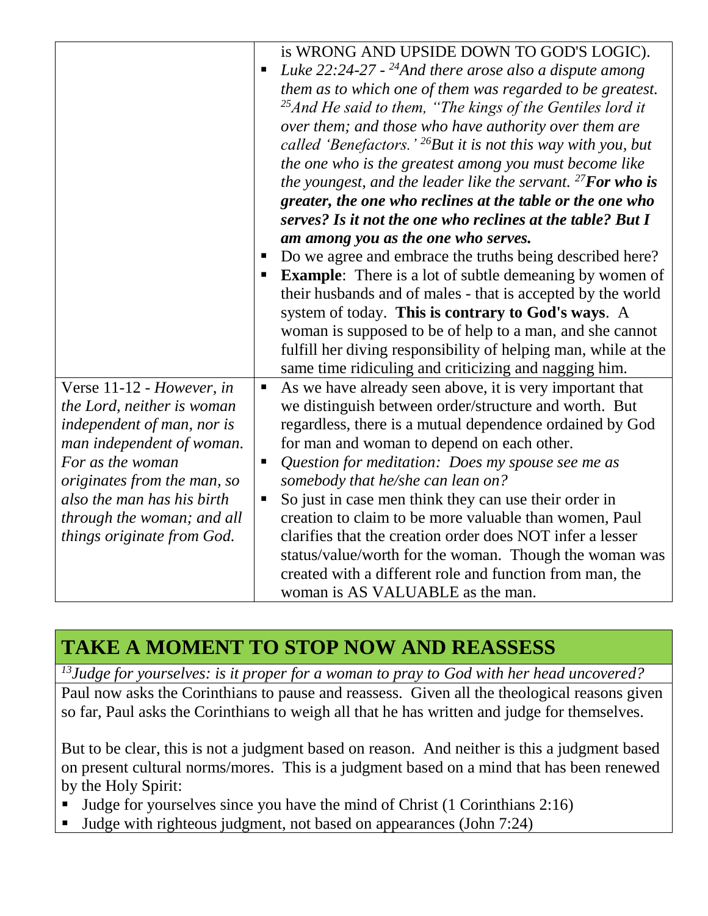| | |
|---|---|
| | is WRONG AND UPSIDE DOWN TO GOD'S LOGIC).<br>▪ *Luke 22:24-27 - [24]And there arose also a dispute among them as to which one of them was regarded to be greatest. [25]And He said to them, "The kings of the Gentiles lord it over them; and those who have authority over them are called 'Benefactors.' [26]But it is not this way with you, but the one who is the greatest among you must become like the youngest, and the leader like the servant. [27]**For who is greater, the one who reclines at the table or the one who serves? Is it not the one who reclines at the table? But I am among you as the one who serves.***<br>▪ Do we agree and embrace the truths being described here?<br>▪ **Example**: There is a lot of subtle demeaning by women of their husbands and of males - that is accepted by the world system of today. **This is contrary to God's ways**. A woman is supposed to be of help to a man, and she cannot fulfill her diving responsibility of helping man, while at the same time ridiculing and criticizing and nagging him. |
| Verse 11-12 - *However, in the Lord, neither is woman independent of man, nor is man independent of woman. For as the woman originates from the man, so also the man has his birth through the woman; and all things originate from God.* | ▪ As we have already seen above, it is very important that we distinguish between order/structure and worth. But regardless, there is a mutual dependence ordained by God for man and woman to depend on each other.<br>▪ *Question for meditation: Does my spouse see me as somebody that he/she can lean on?*<br>▪ So just in case men think they can use their order in creation to claim to be more valuable than women, Paul clarifies that the creation order does NOT infer a lesser status/value/worth for the woman. Though the woman was created with a different role and function from man, the woman is AS VALUABLE as the man. |

## TAKE A MOMENT TO STOP NOW AND REASSESS

*[13]Judge for yourselves: is it proper for a woman to pray to God with her head uncovered?*

Paul now asks the Corinthians to pause and reassess. Given all the theological reasons given so far, Paul asks the Corinthians to weigh all that he has written and judge for themselves.

But to be clear, this is not a judgment based on reason. And neither is this a judgment based on present cultural norms/mores. This is a judgment based on a mind that has been renewed by the Holy Spirit:

- Judge for yourselves since you have the mind of Christ (1 Corinthians 2:16)
- Judge with righteous judgment, not based on appearances (John 7:24)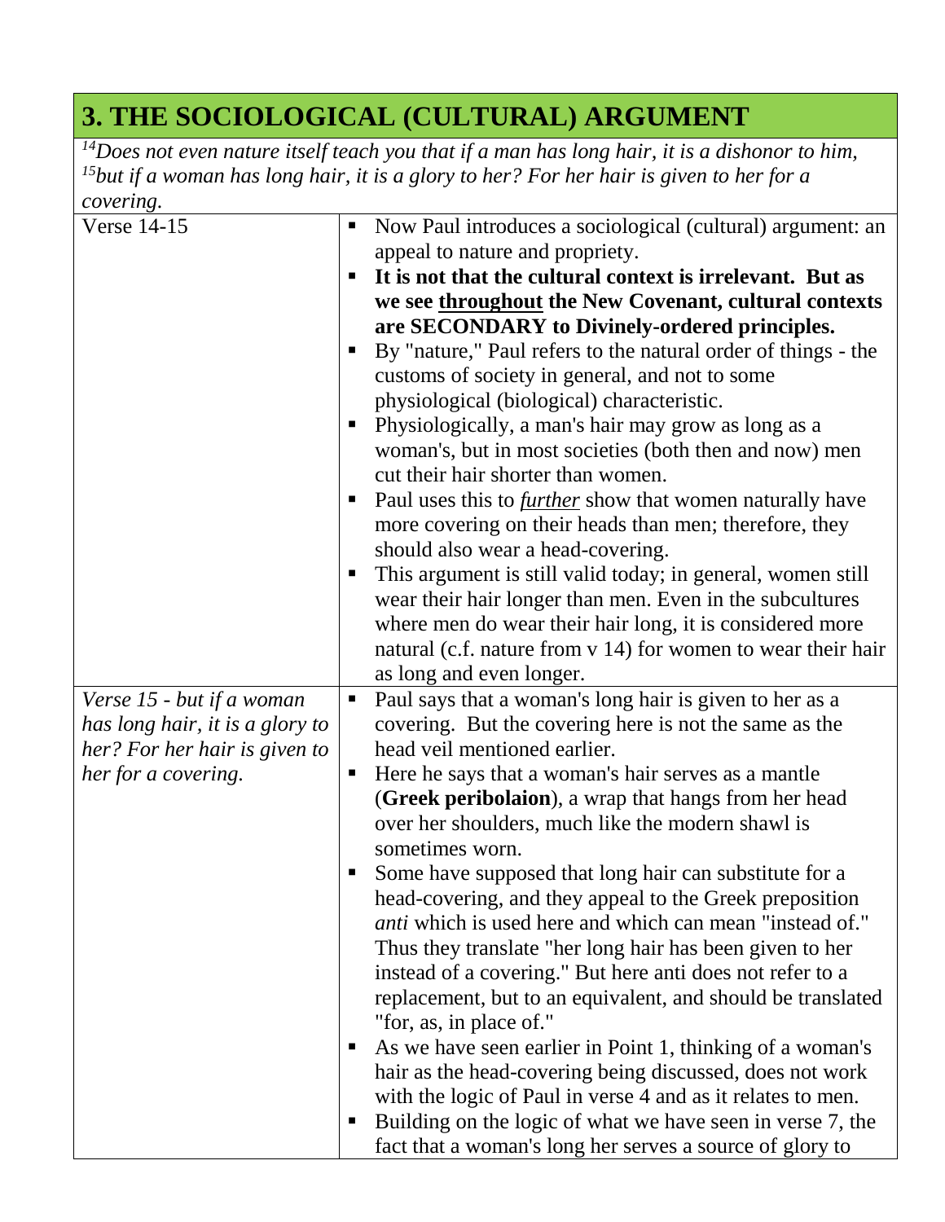## 3. THE SOCIOLOGICAL (CULTURAL) ARGUMENT

*[14]Does not even nature itself teach you that if a man has long hair, it is a dishonor to him, [15]but if a woman has long hair, it is a glory to her? For her hair is given to her for a covering.*

| | |
|---|---|
| Verse 14-15 | ▪ Now Paul introduces a sociological (cultural) argument: an appeal to nature and propriety.<br>▪ **It is not that the cultural context is irrelevant. But as we see <u>throughout</u> the New Covenant, cultural contexts are SECONDARY to Divinely-ordered principles.**<br>▪ By "nature," Paul refers to the natural order of things - the customs of society in general, and not to some physiological (biological) characteristic.<br>▪ Physiologically, a man's hair may grow as long as a woman's, but in most societies (both then and now) men cut their hair shorter than women.<br>▪ Paul uses this to <u>*further*</u> show that women naturally have more covering on their heads than men; therefore, they should also wear a head-covering.<br>▪ This argument is still valid today; in general, women still wear their hair longer than men. Even in the subcultures where men do wear their hair long, it is considered more natural (c.f. nature from v 14) for women to wear their hair as long and even longer. |
| *Verse 15 - but if a woman has long hair, it is a glory to her? For her hair is given to her for a covering.* | ▪ Paul says that a woman's long hair is given to her as a covering. But the covering here is not the same as the head veil mentioned earlier.<br>▪ Here he says that a woman's hair serves as a mantle (**Greek peribolaion**), a wrap that hangs from her head over her shoulders, much like the modern shawl is sometimes worn.<br>▪ Some have supposed that long hair can substitute for a head-covering, and they appeal to the Greek preposition *anti* which is used here and which can mean "instead of." Thus they translate "her long hair has been given to her instead of a covering." But here anti does not refer to a replacement, but to an equivalent, and should be translated "for, as, in place of."<br>▪ As we have seen earlier in Point 1, thinking of a woman's hair as the head-covering being discussed, does not work with the logic of Paul in verse 4 and as it relates to men.<br>▪ Building on the logic of what we have seen in verse 7, the fact that a woman's long her serves a source of glory to |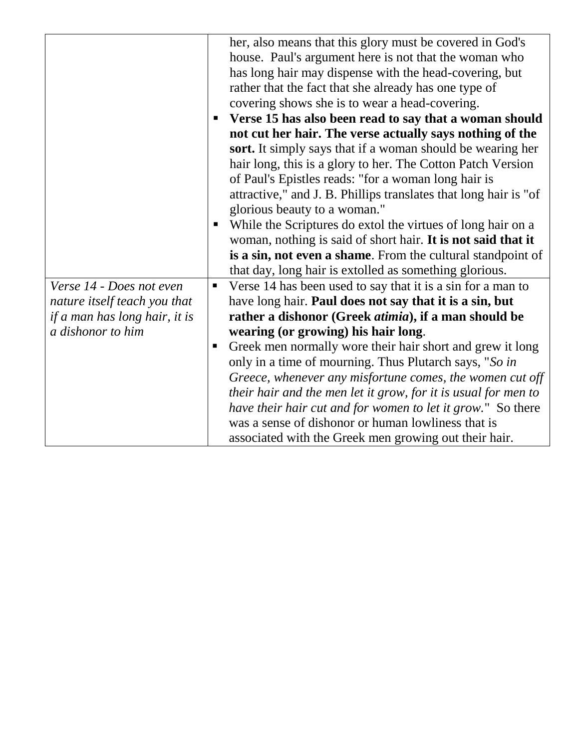| | |
|---|---|
| | her, also means that this glory must be covered in God's house. Paul's argument here is not that the woman who has long hair may dispense with the head-covering, but rather that the fact that she already has one type of covering shows she is to wear a head-covering.<br>▪ **Verse 15 has also been read to say that a woman should not cut her hair. The verse actually says nothing of the sort.** It simply says that if a woman should be wearing her hair long, this is a glory to her. The Cotton Patch Version of Paul's Epistles reads: "for a woman long hair is attractive," and J. B. Phillips translates that long hair is "of glorious beauty to a woman."<br>▪ While the Scriptures do extol the virtues of long hair on a woman, nothing is said of short hair. **It is not said that it is a sin, not even a shame**. From the cultural standpoint of that day, long hair is extolled as something glorious. |
| *Verse 14 - Does not even nature itself teach you that if a man has long hair, it is a dishonor to him* | ▪ Verse 14 has been used to say that it is a sin for a man to have long hair. **Paul does not say that it is a sin, but rather a dishonor (Greek *atimia*), if a man should be wearing (or growing) his hair long**.<br>▪ Greek men normally wore their hair short and grew it long only in a time of mourning. Thus Plutarch says, "*So in Greece, whenever any misfortune comes, the women cut off their hair and the men let it grow, for it is usual for men to have their hair cut and for women to let it grow.*" So there was a sense of dishonor or human lowliness that is associated with the Greek men growing out their hair. |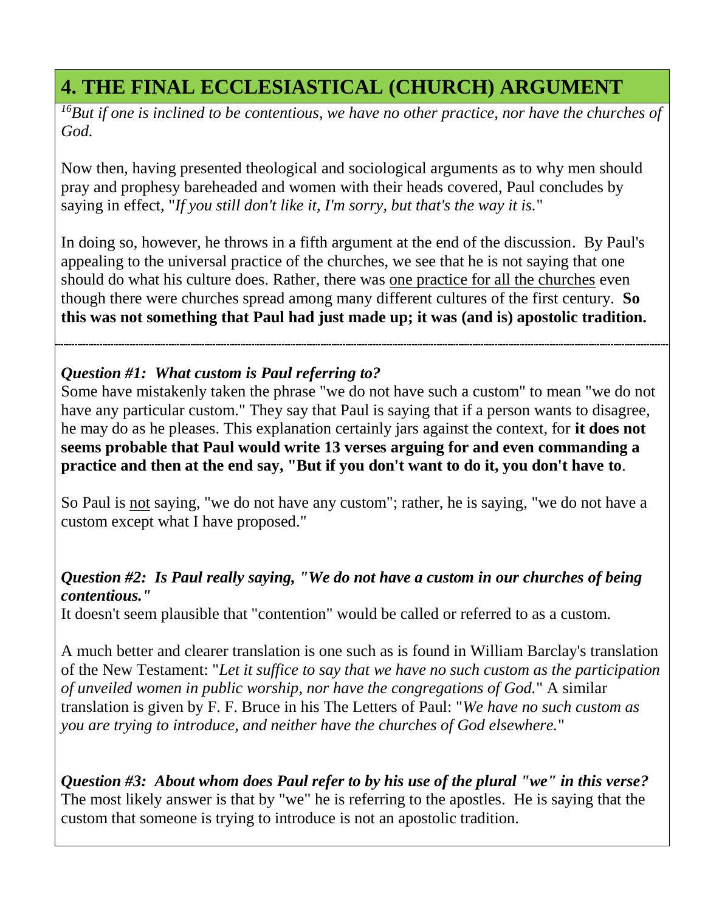# 4. THE FINAL ECCLESIASTICAL (CHURCH) ARGUMENT

*[16]But if one is inclined to be contentious, we have no other practice, nor have the churches of God.*

Now then, having presented theological and sociological arguments as to why men should pray and prophesy bareheaded and women with their heads covered, Paul concludes by saying in effect, "*If you still don't like it, I'm sorry, but that's the way it is.*"

In doing so, however, he throws in a fifth argument at the end of the discussion. By Paul's appealing to the universal practice of the churches, we see that he is not saying that one should do what his culture does. Rather, there was one practice for all the churches even though there were churches spread among many different cultures of the first century. **So this was not something that Paul had just made up; it was (and is) apostolic tradition.**

---

***Question #1: What custom is Paul referring to?***

Some have mistakenly taken the phrase "we do not have such a custom" to mean "we do not have any particular custom." They say that Paul is saying that if a person wants to disagree, he may do as he pleases. This explanation certainly jars against the context, for **it does not seems probable that Paul would write 13 verses arguing for and even commanding a practice and then at the end say, "But if you don't want to do it, you don't have to**.

So Paul is not saying, "we do not have any custom"; rather, he is saying, "we do not have a custom except what I have proposed."

***Question #2: Is Paul really saying, "We do not have a custom in our churches of being contentious."***

It doesn't seem plausible that "contention" would be called or referred to as a custom.

A much better and clearer translation is one such as is found in William Barclay's translation of the New Testament: "*Let it suffice to say that we have no such custom as the participation of unveiled women in public worship, nor have the congregations of God.*" A similar translation is given by F. F. Bruce in his The Letters of Paul: "*We have no such custom as you are trying to introduce, and neither have the churches of God elsewhere.*"

***Question #3: About whom does Paul refer to by his use of the plural "we" in this verse?***

The most likely answer is that by "we" he is referring to the apostles. He is saying that the custom that someone is trying to introduce is not an apostolic tradition.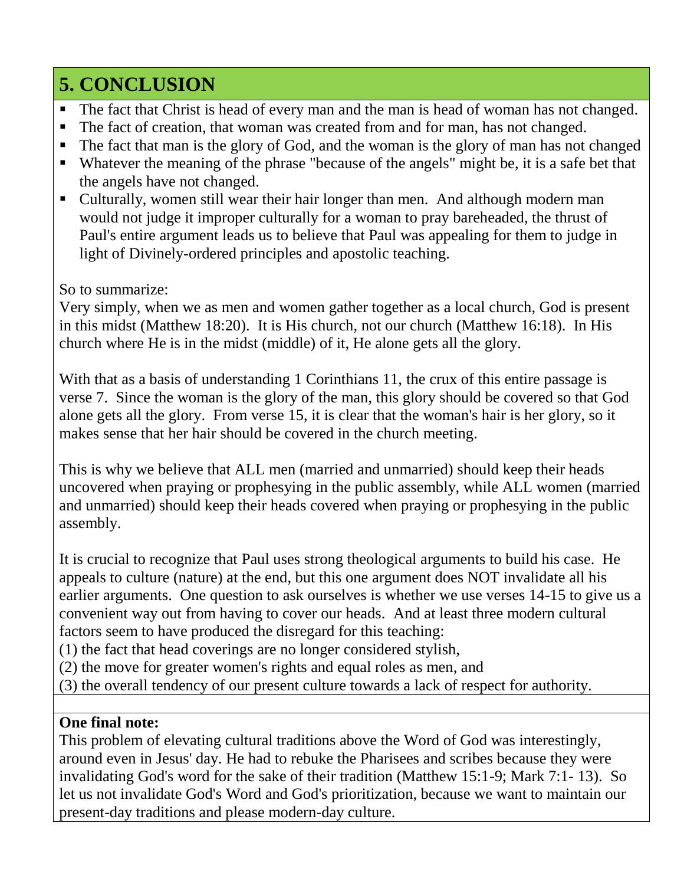## 5. CONCLUSION

- The fact that Christ is head of every man and the man is head of woman has not changed.
- The fact of creation, that woman was created from and for man, has not changed.
- The fact that man is the glory of God, and the woman is the glory of man has not changed
- Whatever the meaning of the phrase "because of the angels" might be, it is a safe bet that the angels have not changed.
- Culturally, women still wear their hair longer than men. And although modern man would not judge it improper culturally for a woman to pray bareheaded, the thrust of Paul's entire argument leads us to believe that Paul was appealing for them to judge in light of Divinely-ordered principles and apostolic teaching.

So to summarize:
Very simply, when we as men and women gather together as a local church, God is present in this midst (Matthew 18:20). It is His church, not our church (Matthew 16:18). In His church where He is in the midst (middle) of it, He alone gets all the glory.

With that as a basis of understanding 1 Corinthians 11, the crux of this entire passage is verse 7. Since the woman is the glory of the man, this glory should be covered so that God alone gets all the glory. From verse 15, it is clear that the woman's hair is her glory, so it makes sense that her hair should be covered in the church meeting.

This is why we believe that ALL men (married and unmarried) should keep their heads uncovered when praying or prophesying in the public assembly, while ALL women (married and unmarried) should keep their heads covered when praying or prophesying in the public assembly.

It is crucial to recognize that Paul uses strong theological arguments to build his case. He appeals to culture (nature) at the end, but this one argument does NOT invalidate all his earlier arguments. One question to ask ourselves is whether we use verses 14-15 to give us a convenient way out from having to cover our heads. And at least three modern cultural factors seem to have produced the disregard for this teaching:
(1) the fact that head coverings are no longer considered stylish,
(2) the move for greater women's rights and equal roles as men, and
(3) the overall tendency of our present culture towards a lack of respect for authority.

**One final note:**
This problem of elevating cultural traditions above the Word of God was interestingly, around even in Jesus' day. He had to rebuke the Pharisees and scribes because they were invalidating God's word for the sake of their tradition (Matthew 15:1-9; Mark 7:1- 13). So let us not invalidate God's Word and God's prioritization, because we want to maintain our present-day traditions and please modern-day culture.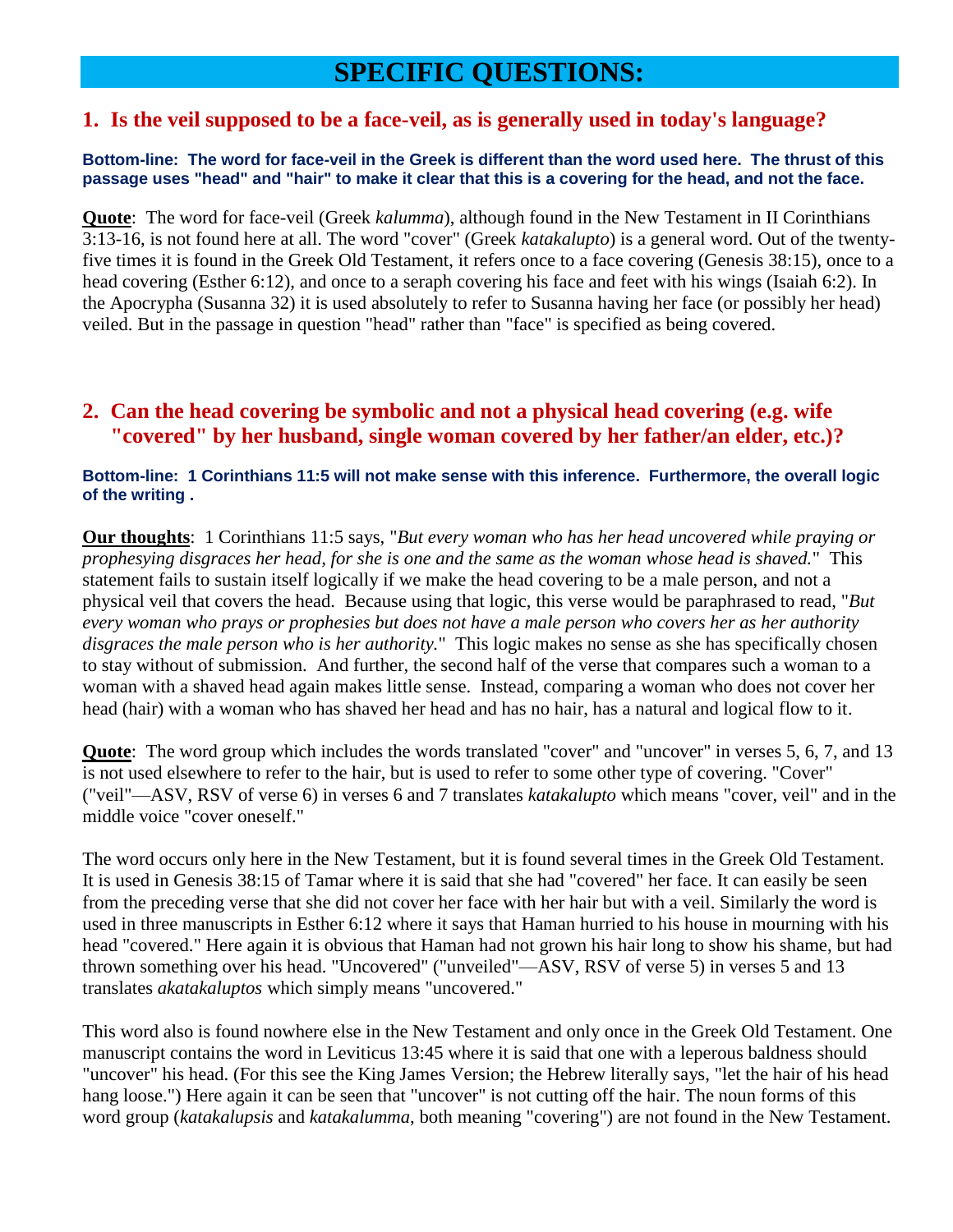# SPECIFIC QUESTIONS:

## 1. Is the veil supposed to be a face-veil, as is generally used in today's language?

**Bottom-line: The word for face-veil in the Greek is different than the word used here. The thrust of this passage uses "head" and "hair" to make it clear that this is a covering for the head, and not the face.**

**Quote**: The word for face-veil (Greek *kalumma*), although found in the New Testament in II Corinthians 3:13-16, is not found here at all. The word "cover" (Greek *katakalupto*) is a general word. Out of the twenty-five times it is found in the Greek Old Testament, it refers once to a face covering (Genesis 38:15), once to a head covering (Esther 6:12), and once to a seraph covering his face and feet with his wings (Isaiah 6:2). In the Apocrypha (Susanna 32) it is used absolutely to refer to Susanna having her face (or possibly her head) veiled. But in the passage in question "head" rather than "face" is specified as being covered.

## 2. Can the head covering be symbolic and not a physical head covering (e.g. wife "covered" by her husband, single woman covered by her father/an elder, etc.)?

**Bottom-line: 1 Corinthians 11:5 will not make sense with this inference. Furthermore, the overall logic of the writing .**

**Our thoughts**: 1 Corinthians 11:5 says, "*But every woman who has her head uncovered while praying or prophesying disgraces her head, for she is one and the same as the woman whose head is shaved.*" This statement fails to sustain itself logically if we make the head covering to be a male person, and not a physical veil that covers the head. Because using that logic, this verse would be paraphrased to read, "*But every woman who prays or prophesies but does not have a male person who covers her as her authority disgraces the male person who is her authority.*" This logic makes no sense as she has specifically chosen to stay without of submission. And further, the second half of the verse that compares such a woman to a woman with a shaved head again makes little sense. Instead, comparing a woman who does not cover her head (hair) with a woman who has shaved her head and has no hair, has a natural and logical flow to it.

**Quote**: The word group which includes the words translated "cover" and "uncover" in verses 5, 6, 7, and 13 is not used elsewhere to refer to the hair, but is used to refer to some other type of covering. "Cover" ("veil"—ASV, RSV of verse 6) in verses 6 and 7 translates *katakalupto* which means "cover, veil" and in the middle voice "cover oneself."

The word occurs only here in the New Testament, but it is found several times in the Greek Old Testament. It is used in Genesis 38:15 of Tamar where it is said that she had "covered" her face. It can easily be seen from the preceding verse that she did not cover her face with her hair but with a veil. Similarly the word is used in three manuscripts in Esther 6:12 where it says that Haman hurried to his house in mourning with his head "covered." Here again it is obvious that Haman had not grown his hair long to show his shame, but had thrown something over his head. "Uncovered" ("unveiled"—ASV, RSV of verse 5) in verses 5 and 13 translates *akatakaluptos* which simply means "uncovered."

This word also is found nowhere else in the New Testament and only once in the Greek Old Testament. One manuscript contains the word in Leviticus 13:45 where it is said that one with a leperous baldness should "uncover" his head. (For this see the King James Version; the Hebrew literally says, "let the hair of his head hang loose.") Here again it can be seen that "uncover" is not cutting off the hair. The noun forms of this word group (*katakalupsis* and *katakalumma*, both meaning "covering") are not found in the New Testament.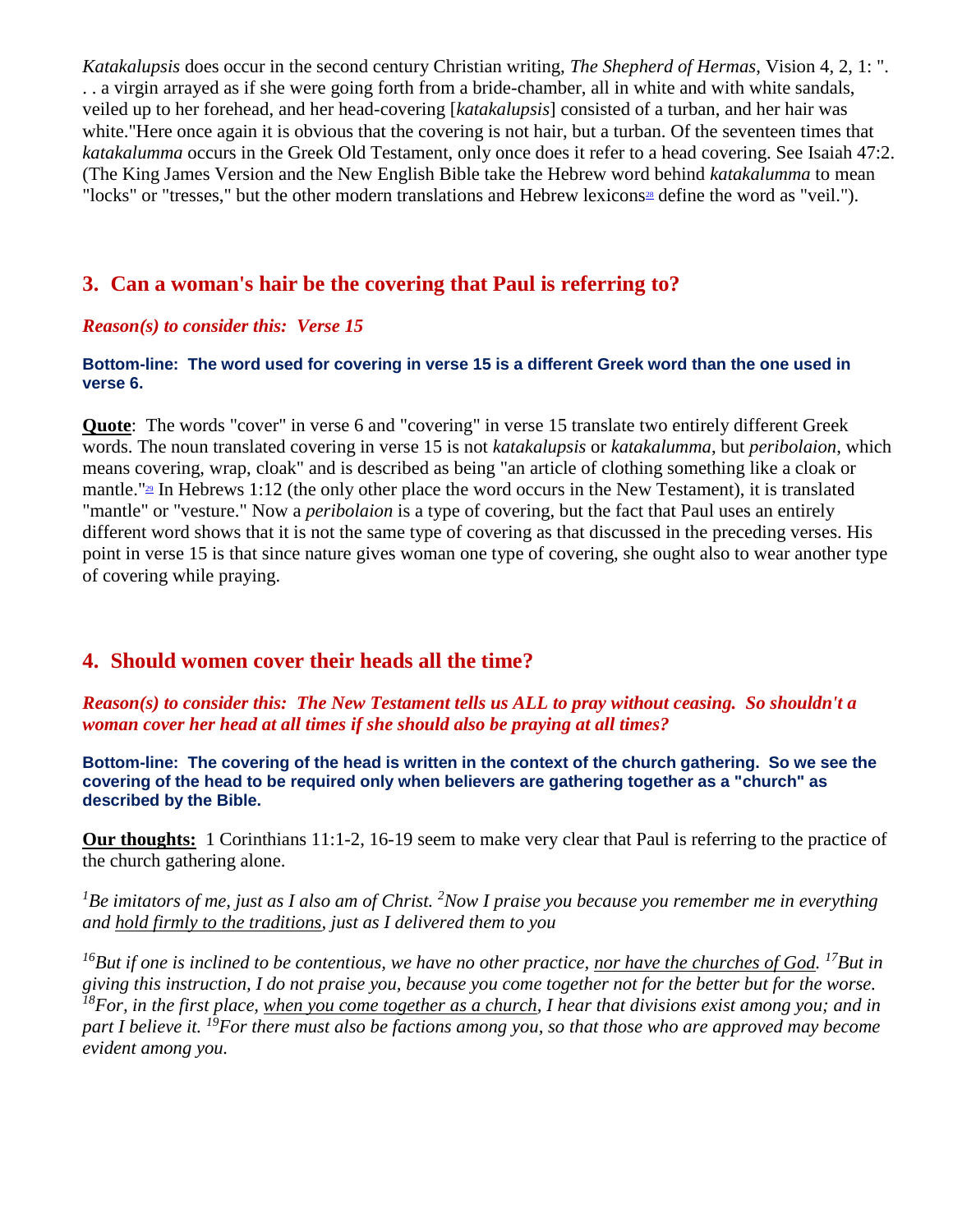*Katakalupsis* does occur in the second century Christian writing, *The Shepherd of Hermas*, Vision 4, 2, 1: ". . . a virgin arrayed as if she were going forth from a bride-chamber, all in white and with white sandals, veiled up to her forehead, and her head-covering [*katakalupsis*] consisted of a turban, and her hair was white."Here once again it is obvious that the covering is not hair, but a turban. Of the seventeen times that *katakalumma* occurs in the Greek Old Testament, only once does it refer to a head covering. See Isaiah 47:2. (The King James Version and the New English Bible take the Hebrew word behind *katakalumma* to mean "locks" or "tresses," but the other modern translations and Hebrew lexicons[28] define the word as "veil.").

## 3. Can a woman's hair be the covering that Paul is referring to?

***Reason(s) to consider this: Verse 15***

**Bottom-line: The word used for covering in verse 15 is a different Greek word than the one used in verse 6.**

**Quote**: The words "cover" in verse 6 and "covering" in verse 15 translate two entirely different Greek words. The noun translated covering in verse 15 is not *katakalupsis* or *katakalumma*, but *peribolaion*, which means covering, wrap, cloak" and is described as being "an article of clothing something like a cloak or mantle."[29] In Hebrews 1:12 (the only other place the word occurs in the New Testament), it is translated "mantle" or "vesture." Now a *peribolaion* is a type of covering, but the fact that Paul uses an entirely different word shows that it is not the same type of covering as that discussed in the preceding verses. His point in verse 15 is that since nature gives woman one type of covering, she ought also to wear another type of covering while praying.

## 4. Should women cover their heads all the time?

***Reason(s) to consider this: The New Testament tells us ALL to pray without ceasing. So shouldn't a woman cover her head at all times if she should also be praying at all times?***

**Bottom-line: The covering of the head is written in the context of the church gathering. So we see the covering of the head to be required only when believers are gathering together as a "church" as described by the Bible.**

**Our thoughts:** 1 Corinthians 11:1-2, 16-19 seem to make very clear that Paul is referring to the practice of the church gathering alone.

*[1]Be imitators of me, just as I also am of Christ. [2]Now I praise you because you remember me in everything and hold firmly to the traditions, just as I delivered them to you*

*[16]But if one is inclined to be contentious, we have no other practice, nor have the churches of God. [17]But in giving this instruction, I do not praise you, because you come together not for the better but for the worse. [18]For, in the first place, when you come together as a church, I hear that divisions exist among you; and in part I believe it. [19]For there must also be factions among you, so that those who are approved may become evident among you.*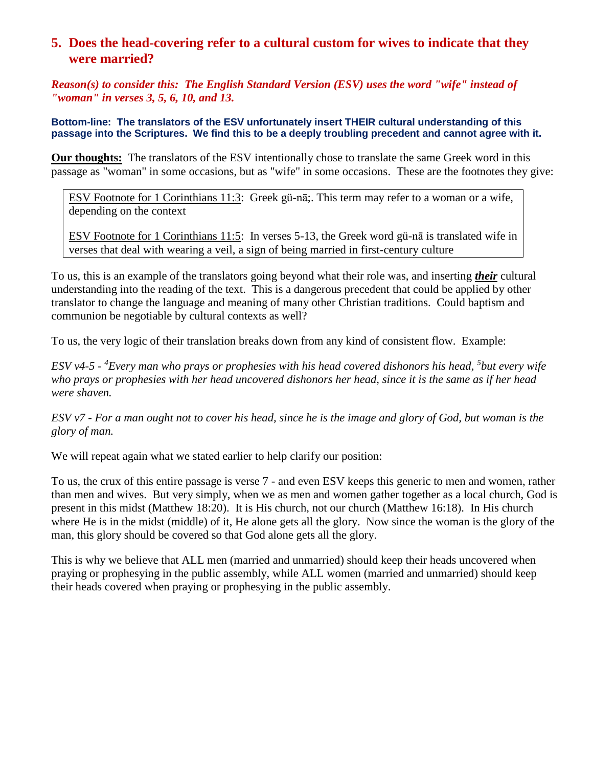## 5. Does the head-covering refer to a cultural custom for wives to indicate that they were married?

***Reason(s) to consider this:  The English Standard Version (ESV) uses the word "wife" instead of "woman" in verses 3, 5, 6, 10, and 13.***

**Bottom-line:  The translators of the ESV unfortunately insert THEIR cultural understanding of this passage into the Scriptures.  We find this to be a deeply troubling precedent and cannot agree with it.**

**Our thoughts:**  The translators of the ESV intentionally chose to translate the same Greek word in this passage as "woman" in some occasions, but as "wife" in some occasions.  These are the footnotes they give:

> ESV Footnote for 1 Corinthians 11:3:  Greek gü-nā;. This term may refer to a woman or a wife, depending on the context
>
> ESV Footnote for 1 Corinthians 11:5:  In verses 5-13, the Greek word gü-nā is translated wife in verses that deal with wearing a veil, a sign of being married in first-century culture

To us, this is an example of the translators going beyond what their role was, and inserting ***their*** cultural understanding into the reading of the text.  This is a dangerous precedent that could be applied by other translator to change the language and meaning of many other Christian traditions.  Could baptism and communion be negotiable by cultural contexts as well?

To us, the very logic of their translation breaks down from any kind of consistent flow.  Example:

*ESV v4-5 - [4]Every man who prays or prophesies with his head covered dishonors his head, [5]but every wife who prays or prophesies with her head uncovered dishonors her head, since it is the same as if her head were shaven.*

*ESV v7 - For a man ought not to cover his head, since he is the image and glory of God, but woman is the glory of man.*

We will repeat again what we stated earlier to help clarify our position:

To us, the crux of this entire passage is verse 7 - and even ESV keeps this generic to men and women, rather than men and wives.  But very simply, when we as men and women gather together as a local church, God is present in this midst (Matthew 18:20).  It is His church, not our church (Matthew 16:18).  In His church where He is in the midst (middle) of it, He alone gets all the glory.  Now since the woman is the glory of the man, this glory should be covered so that God alone gets all the glory.

This is why we believe that ALL men (married and unmarried) should keep their heads uncovered when praying or prophesying in the public assembly, while ALL women (married and unmarried) should keep their heads covered when praying or prophesying in the public assembly.